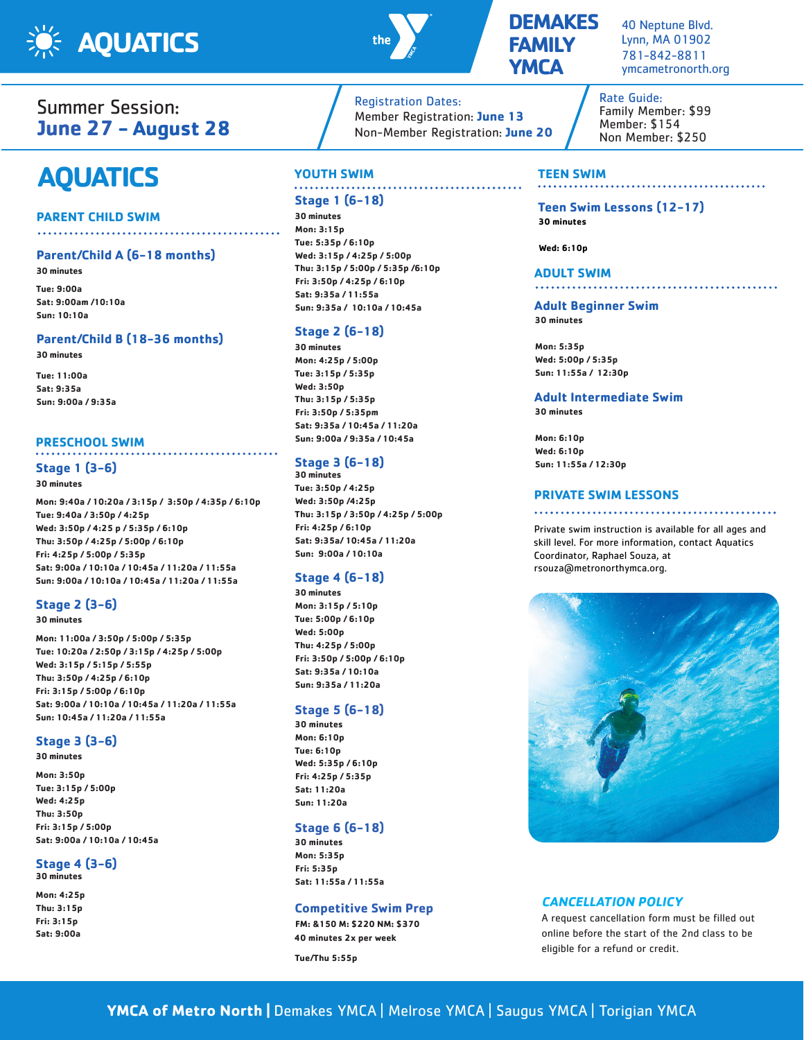# AQUATICS

**DEMAKES FAMILY YMCA**

40 Neptune Blvd.
Lynn, MA 01902
781-842-8811
ymcametronorth.org

Summer Session:
**June 27 – August 28**

Registration Dates:
Member Registration: **June 13**
Non-Member Registration: **June 20**

Rate Guide:
Family Member: $99
Member: $154
Non Member: $250

# AQUATICS

## PARENT CHILD SWIM

### Parent/Child A (6-18 months)

**30 minutes**

**Tue: 9:00a**
**Sat: 9:00am /10:10a**
**Sun: 10:10a**

### Parent/Child B (18-36 months)

**30 minutes**

**Tue: 11:00a**
**Sat: 9:35a**
**Sun: 9:00a / 9:35a**

## PRESCHOOL SWIM

### Stage 1 (3-6)

**30 minutes**

**Mon: 9:40a / 10:20a / 3:15p / 3:50p / 4:35p / 6:10p**
**Tue: 9:40a / 3:50p / 4:25p**
**Wed: 3:50p / 4:25 p / 5:35p / 6:10p**
**Thu: 3:50p / 4:25p / 5:00p / 6:10p**
**Fri: 4:25p / 5:00p / 5:35p**
**Sat: 9:00a / 10:10a / 10:45a / 11:20a / 11:55a**
**Sun: 9:00a / 10:10a / 10:45a / 11:20a / 11:55a**

### Stage 2 (3-6)

**30 minutes**

**Mon: 11:00a / 3:50p / 5:00p / 5:35p**
**Tue: 10:20a / 2:50p / 3:15p / 4:25p / 5:00p**
**Wed: 3:15p / 5:15p / 5:55p**
**Thu: 3:50p / 4:25p / 6:10p**
**Fri: 3:15p / 5:00p / 6:10p**
**Sat: 9:00a / 10:10a / 10:45a / 11:20a / 11:55a**
**Sun: 10:45a / 11:20a / 11:55a**

### Stage 3 (3-6)

**30 minutes**

**Mon: 3:50p**
**Tue: 3:15p / 5:00p**
**Wed: 4:25p**
**Thu: 3:50p**
**Fri: 3:15p / 5:00p**
**Sat: 9:00a / 10:10a / 10:45a**

### Stage 4 (3-6)

**30 minutes**

**Mon: 4:25p**
**Thu: 3:15p**
**Fri: 3:15p**
**Sat: 9:00a**

## YOUTH SWIM

### Stage 1 (6-18)

**30 minutes**
**Mon: 3:15p**
**Tue: 5:35p / 6:10p**
**Wed: 3:15p / 4:25p / 5:00p**
**Thu: 3:15p / 5:00p / 5:35p /6:10p**
**Fri: 3:50p / 4:25p / 6:10p**
**Sat: 9:35a / 11:55a**
**Sun: 9:35a / 10:10a / 10:45a**

### Stage 2 (6-18)

**30 minutes**
**Mon: 4:25p / 5:00p**
**Tue: 3:15p / 5:35p**
**Wed: 3:50p**
**Thu: 3:15p / 5:35p**
**Fri: 3:50p / 5:35pm**
**Sat: 9:35a / 10:45a / 11:20a**
**Sun: 9:00a / 9:35a / 10:45a**

### Stage 3 (6-18)

**30 minutes**
**Tue: 3:50p / 4:25p**
**Wed: 3:50p /4:25p**
**Thu: 3:15p / 3:50p / 4:25p / 5:00p**
**Fri: 4:25p / 6:10p**
**Sat: 9:35a/ 10:45a / 11:20a**
**Sun: 9:00a / 10:10a**

### Stage 4 (6-18)

**30 minutes**
**Mon: 3:15p / 5:10p**
**Tue: 5:00p / 6:10p**
**Wed: 5:00p**
**Thu: 4:25p / 5:00p**
**Fri: 3:50p / 5:00p / 6:10p**
**Sat: 9:35a / 10:10a**
**Sun: 9:35a / 11:20a**

### Stage 5 (6-18)

**30 minutes**
**Mon: 6:10p**
**Tue: 6:10p**
**Wed: 5:35p / 6:10p**
**Fri: 4:25p / 5:35p**
**Sat: 11:20a**
**Sun: 11:20a**

### Stage 6 (6-18)

**30 minutes**
**Mon: 5:35p**
**Fri: 5:35p**
**Sat: 11:55a / 11:55a**

### Competitive Swim Prep

**FM: &150 M: $220 NM: $370**
**40 minutes 2x per week**

**Tue/Thu 5:55p**

## TEEN SWIM

### Teen Swim Lessons (12-17)

**30 minutes**

**Wed: 6:10p**

## ADULT SWIM

### Adult Beginner Swim

**30 minutes**

**Mon: 5:35p**
**Wed: 5:00p / 5:35p**
**Sun: 11:55a / 12:30p**

### Adult Intermediate Swim

**30 minutes**

**Mon: 6:10p**
**Wed: 6:10p**
**Sun: 11:55a / 12:30p**

## PRIVATE SWIM LESSONS

Private swim instruction is available for all ages and skill level. For more information, contact Aquatics Coordinator, Raphael Souza, at rsouza@metronorthymca.org.

### *CANCELLATION POLICY*

A request cancellation form must be filled out online before the start of the 2nd class to be eligible for a refund or credit.

**YMCA of Metro North** | Demakes YMCA | Melrose YMCA | Saugus YMCA | Torigian YMCA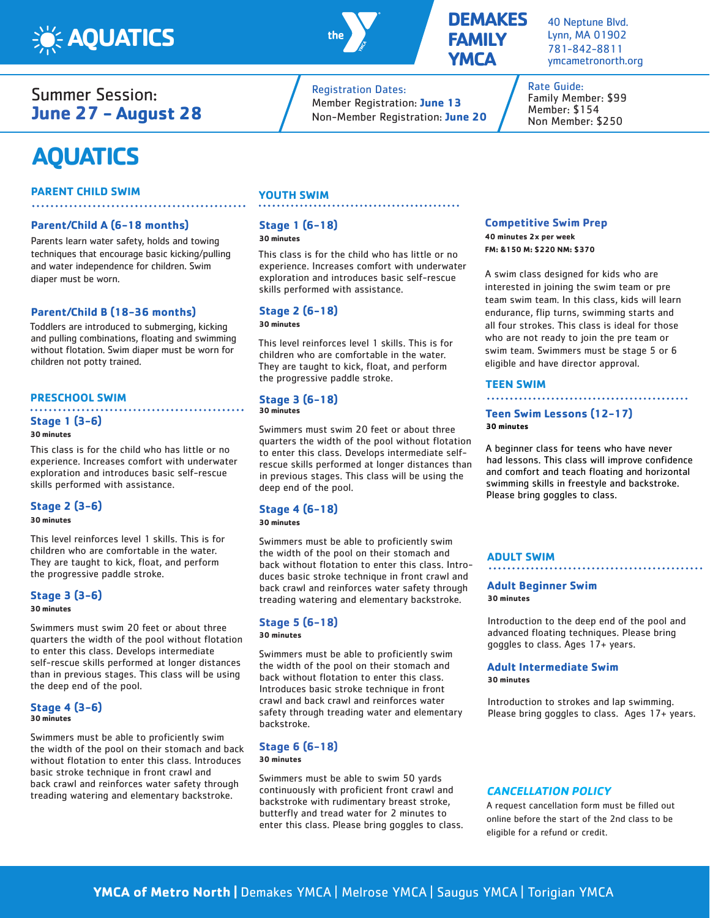# AQUATICS

**DEMAKES FAMILY YMCA**
40 Neptune Blvd.
Lynn, MA 01902
781-842-8811
ymcametronorth.org

Summer Session:
**June 27 – August 28**

Registration Dates:
Member Registration: **June 13**
Non-Member Registration: **June 20**

Rate Guide:
Family Member: $99
Member: $154
Non Member: $250

# AQUATICS

## PARENT CHILD SWIM

### Parent/Child A (6–18 months)

Parents learn water safety, holds and towing techniques that encourage basic kicking/pulling and water independence for children. Swim diaper must be worn.

### Parent/Child B (18–36 months)

Toddlers are introduced to submerging, kicking and pulling combinations, floating and swimming without flotation. Swim diaper must be worn for children not potty trained.

## PRESCHOOL SWIM

### Stage 1 (3-6)

**30 minutes**

This class is for the child who has little or no experience. Increases comfort with underwater exploration and introduces basic self-rescue skills performed with assistance.

### Stage 2 (3-6)

**30 minutes**

This level reinforces level 1 skills. This is for children who are comfortable in the water. They are taught to kick, float, and perform the progressive paddle stroke.

### Stage 3 (3-6)

**30 minutes**

Swimmers must swim 20 feet or about three quarters the width of the pool without flotation to enter this class. Develops intermediate self-rescue skills performed at longer distances than in previous stages. This class will be using the deep end of the pool.

### Stage 4 (3-6)

**30 minutes**

Swimmers must be able to proficiently swim the width of the pool on their stomach and back without flotation to enter this class. Introduces basic stroke technique in front crawl and back crawl and reinforces water safety through treading watering and elementary backstroke.

## YOUTH SWIM

### Stage 1 (6-18)

**30 minutes**

This class is for the child who has little or no experience. Increases comfort with underwater exploration and introduces basic self-rescue skills performed with assistance.

### Stage 2 (6-18)

**30 minutes**

This level reinforces level 1 skills. This is for children who are comfortable in the water. They are taught to kick, float, and perform the progressive paddle stroke.

### Stage 3 (6-18)

**30 minutes**

Swimmers must swim 20 feet or about three quarters the width of the pool without flotation to enter this class. Develops intermediate self-rescue skills performed at longer distances than in previous stages. This class will be using the deep end of the pool.

### Stage 4 (6-18)

**30 minutes**

Swimmers must be able to proficiently swim the width of the pool on their stomach and back without flotation to enter this class. Introduces basic stroke technique in front crawl and back crawl and reinforces water safety through treading watering and elementary backstroke.

### Stage 5 (6-18)

**30 minutes**

Swimmers must be able to proficiently swim the width of the pool on their stomach and back without flotation to enter this class. Introduces basic stroke technique in front crawl and back crawl and reinforces water safety through treading water and elementary backstroke.

### Stage 6 (6-18)

**30 minutes**

Swimmers must be able to swim 50 yards continuously with proficient front crawl and backstroke with rudimentary breast stroke, butterfly and tread water for 2 minutes to enter this class. Please bring goggles to class.

### Competitive Swim Prep

**40 minutes 2x per week**
**FM: &150 M: $220 NM: $370**

A swim class designed for kids who are interested in joining the swim team or pre team swim team. In this class, kids will learn endurance, flip turns, swimming starts and all four strokes. This class is ideal for those who are not ready to join the pre team or swim team. Swimmers must be stage 5 or 6 eligible and have director approval.

## TEEN SWIM

### Teen Swim Lessons (12-17)

**30 minutes**

A beginner class for teens who have never had lessons. This class will improve confidence and comfort and teach floating and horizontal swimming skills in freestyle and backstroke. Please bring goggles to class.

## ADULT SWIM

### Adult Beginner Swim

**30 minutes**

Introduction to the deep end of the pool and advanced floating techniques. Please bring goggles to class. Ages 17+ years.

### Adult Intermediate Swim

**30 minutes**

Introduction to strokes and lap swimming. Please bring goggles to class. Ages 17+ years.

## *CANCELLATION POLICY*

A request cancellation form must be filled out online before the start of the 2nd class to be eligible for a refund or credit.

**YMCA of Metro North** | Demakes YMCA | Melrose YMCA | Saugus YMCA | Torigian YMCA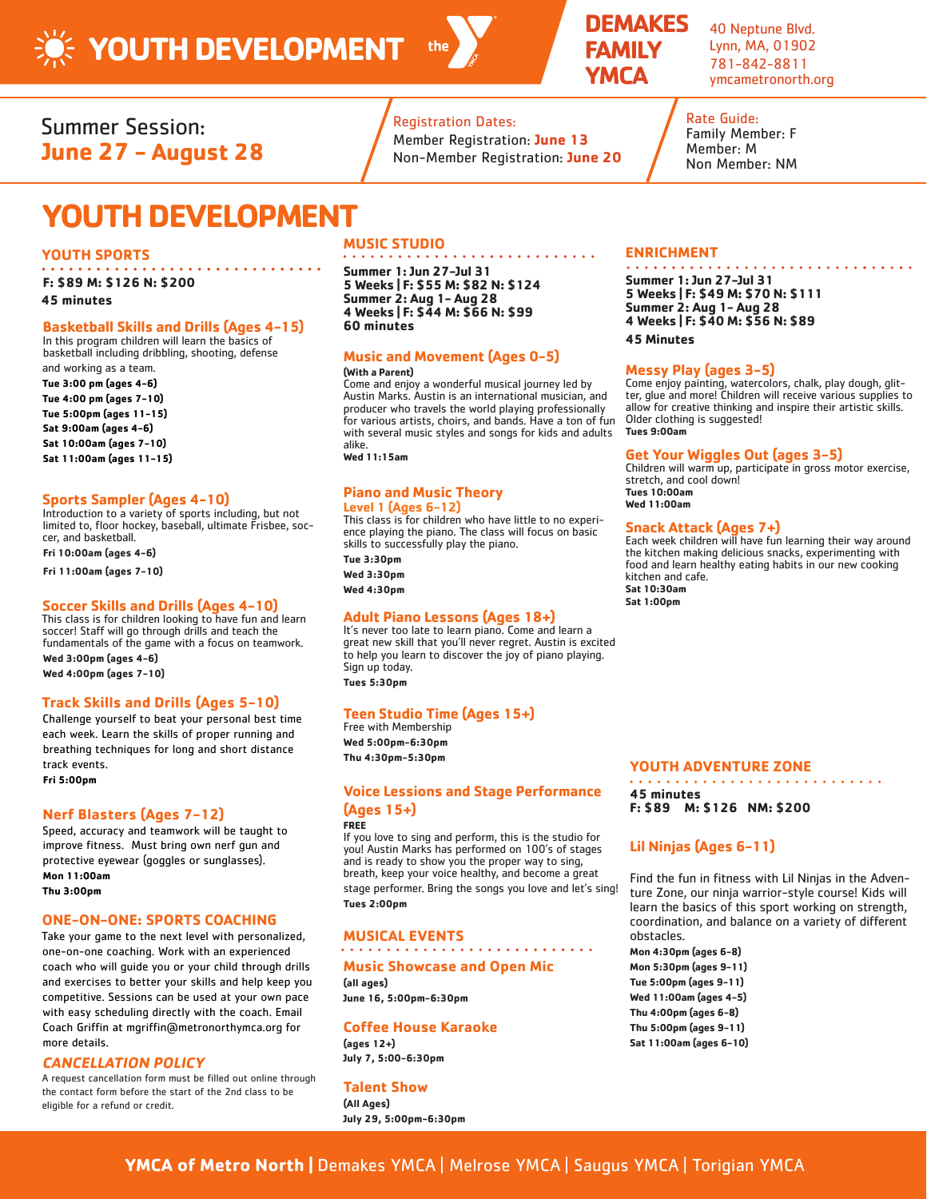# YOUTH DEVELOPMENT

**DEMAKES FAMILY YMCA**
40 Neptune Blvd.
Lynn, MA, 01902
781-842-8811
ymcametronorth.org

Summer Session: **June 27 - August 28**

Registration Dates:
Member Registration: **June 13**
Non-Member Registration: **June 20**

Rate Guide:
Family Member: F
Member: M
Non Member: NM

# YOUTH DEVELOPMENT

## YOUTH SPORTS

**F: $89 M: $126 N: $200**
**45 minutes**

### Basketball Skills and Drills (Ages 4-15)

In this program children will learn the basics of basketball including dribbling, shooting, defense and working as a team.

**Tue 3:00 pm (ages 4-6)**
**Tue 4:00 pm (ages 7-10)**
**Tue 5:00pm (ages 11-15)**
**Sat 9:00am (ages 4-6)**
**Sat 10:00am (ages 7-10)**
**Sat 11:00am (ages 11-15)**

### Sports Sampler (Ages 4-10)

Introduction to a variety of sports including, but not limited to, floor hockey, baseball, ultimate Frisbee, soccer, and basketball.

**Fri 10:00am (ages 4-6)**
**Fri 11:00am (ages 7-10)**

### Soccer Skills and Drills (Ages 4-10)

This class is for children looking to have fun and learn soccer! Staff will go through drills and teach the fundamentals of the game with a focus on teamwork.

**Wed 3:00pm (ages 4-6)**
**Wed 4:00pm (ages 7-10)**

### Track Skills and Drills (Ages 5-10)

Challenge yourself to beat your personal best time each week. Learn the skills of proper running and breathing techniques for long and short distance track events.

**Fri 5:00pm**

### Nerf Blasters (Ages 7-12)

Speed, accuracy and teamwork will be taught to improve fitness. Must bring own nerf gun and protective eyewear (goggles or sunglasses).

**Mon 11:00am**
**Thu 3:00pm**

## ONE-ON-ONE: SPORTS COACHING

Take your game to the next level with personalized, one-on-one coaching. Work with an experienced coach who will guide you or your child through drills and exercises to better your skills and help keep you competitive. Sessions can be used at your own pace with easy scheduling directly with the coach. Email Coach Griffin at mgriffin@metronorthymca.org for more details.

## *CANCELLATION POLICY*

A request cancellation form must be filled out online through the contact form before the start of the 2nd class to be eligible for a refund or credit.

## MUSIC STUDIO

**Summer 1: Jun 27-Jul 31**
**5 Weeks | F: $55 M: $82 N: $124**
**Summer 2: Aug 1- Aug 28**
**4 Weeks | F: $44 M: $66 N: $99**
**60 minutes**

### Music and Movement (Ages 0-5)

**(With a Parent)**

Come and enjoy a wonderful musical journey led by Austin Marks. Austin is an international musician, and producer who travels the world playing professionally for various artists, choirs, and bands. Have a ton of fun with several music styles and songs for kids and adults alike.

**Wed 11:15am**

### Piano and Music Theory Level 1 (Ages 6-12)

This class is for children who have little to no experience playing the piano. The class will focus on basic skills to successfully play the piano.

**Tue 3:30pm**
**Wed 3:30pm**
**Wed 4:30pm**

### Adult Piano Lessons (Ages 18+)

It's never too late to learn piano. Come and learn a great new skill that you'll never regret. Austin is excited to help you learn to discover the joy of piano playing. Sign up today.

**Tues 5:30pm**

### Teen Studio Time (Ages 15+)

Free with Membership

**Wed 5:00pm-6:30pm**
**Thu 4:30pm-5:30pm**

### Voice Lessions and Stage Performance (Ages 15+)

**FREE**

If you love to sing and perform, this is the studio for you! Austin Marks has performed on 100's of stages and is ready to show you the proper way to sing, breath, keep your voice healthy, and become a great stage performer. Bring the songs you love and let's sing!

**Tues 2:00pm**

## MUSICAL EVENTS

### Music Showcase and Open Mic

**(all ages)**
**June 16, 5:00pm-6:30pm**

### Coffee House Karaoke

**(ages 12+)**
**July 7, 5:00-6:30pm**

### Talent Show

**(All Ages)**
**July 29, 5:00pm-6:30pm**

## ENRICHMENT

**Summer 1: Jun 27-Jul 31**
**5 Weeks | F: $49 M: $70 N: $111**
**Summer 2: Aug 1- Aug 28**
**4 Weeks | F: $40 M: $56 N: $89**
**45 Minutes**

### Messy Play (ages 3-5)

Come enjoy painting, watercolors, chalk, play dough, glitter, glue and more! Children will receive various supplies to allow for creative thinking and inspire their artistic skills. Older clothing is suggested!

**Tues 9:00am**

### Get Your Wiggles Out (ages 3-5)

Children will warm up, participate in gross motor exercise, stretch, and cool down!

**Tues 10:00am**
**Wed 11:00am**

### Snack Attack (Ages 7+)

Each week children will have fun learning their way around the kitchen making delicious snacks, experimenting with food and learn healthy eating habits in our new cooking kitchen and cafe.

**Sat 10:30am**
**Sat 1:00pm**

## YOUTH ADVENTURE ZONE

**45 minutes**
**F: $89 M: $126 NM: $200**

### Lil Ninjas (Ages 6-11)

Find the fun in fitness with Lil Ninjas in the Adventure Zone, our ninja warrior-style course! Kids will learn the basics of this sport working on strength, coordination, and balance on a variety of different obstacles.

**Mon 4:30pm (ages 6-8)**
**Mon 5:30pm (ages 9-11)**
**Tue 5:00pm (ages 9-11)**
**Wed 11:00am (ages 4-5)**
**Thu 4:00pm (ages 6-8)**
**Thu 5:00pm (ages 9-11)**
**Sat 11:00am (ages 6-10)**

**YMCA of Metro North** | Demakes YMCA | Melrose YMCA | Saugus YMCA | Torigian YMCA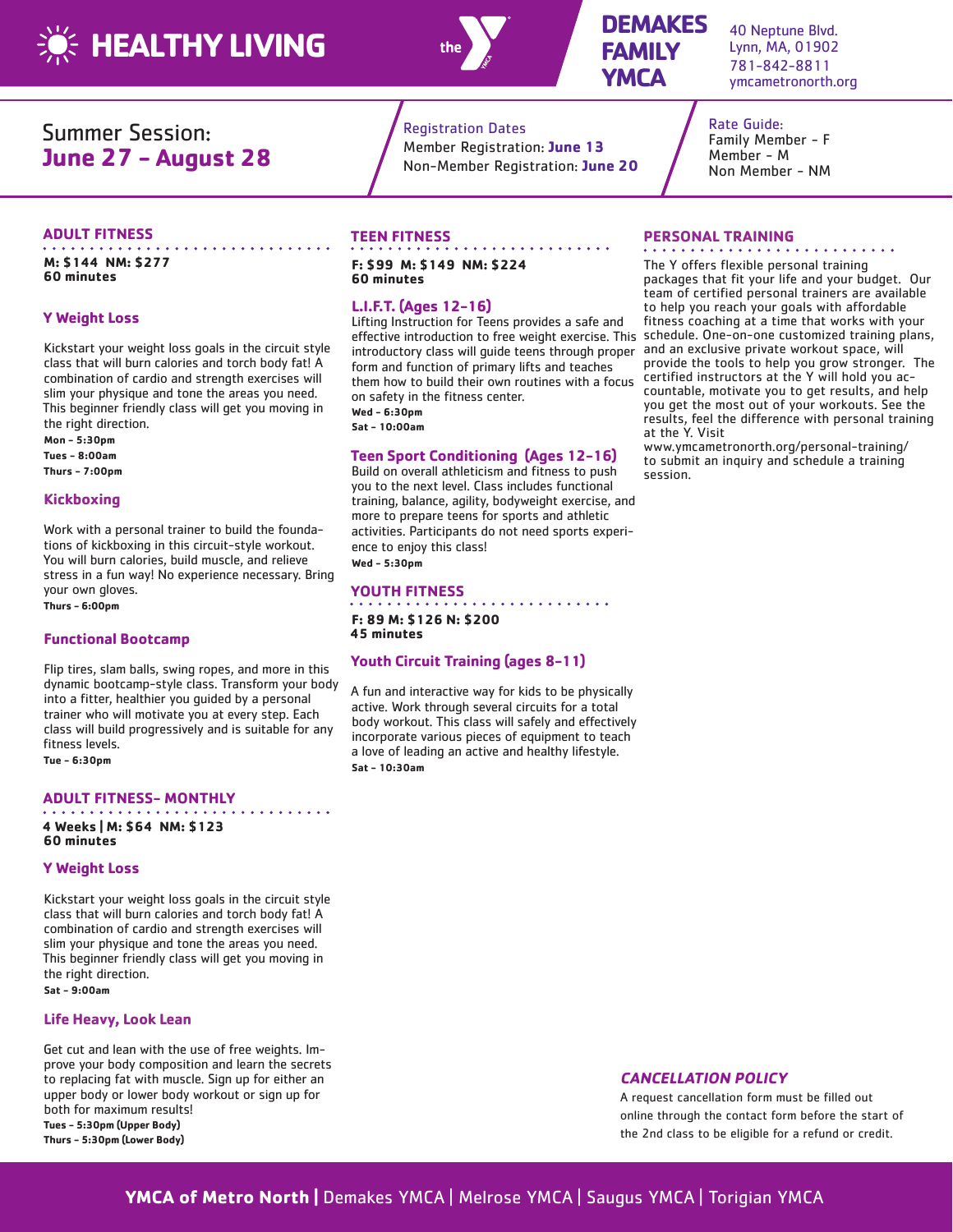# HEALTHY LIVING

**DEMAKES FAMILY YMCA**

40 Neptune Blvd.
Lynn, MA, 01902
781-842-8811
ymcametronorth.org

## Summer Session: **June 27 - August 28**

Registration Dates
Member Registration: **June 13**
Non-Member Registration: **June 20**

Rate Guide:
Family Member - F
Member - M
Non Member - NM

## ADULT FITNESS

**M: $144 NM: $277**
**60 minutes**

### Y Weight Loss

Kickstart your weight loss goals in the circuit style class that will burn calories and torch body fat! A combination of cardio and strength exercises will slim your physique and tone the areas you need. This beginner friendly class will get you moving in the right direction.

**Mon - 5:30pm**
**Tues - 8:00am**
**Thurs - 7:00pm**

### Kickboxing

Work with a personal trainer to build the foundations of kickboxing in this circuit-style workout. You will burn calories, build muscle, and relieve stress in a fun way! No experience necessary. Bring your own gloves.

**Thurs - 6:00pm**

### Functional Bootcamp

Flip tires, slam balls, swing ropes, and more in this dynamic bootcamp-style class. Transform your body into a fitter, healthier you guided by a personal trainer who will motivate you at every step. Each class will build progressively and is suitable for any fitness levels.

**Tue - 6:30pm**

## ADULT FITNESS- MONTHLY

**4 Weeks | M: $64 NM: $123**
**60 minutes**

### Y Weight Loss

Kickstart your weight loss goals in the circuit style class that will burn calories and torch body fat! A combination of cardio and strength exercises will slim your physique and tone the areas you need. This beginner friendly class will get you moving in the right direction.

**Sat - 9:00am**

### Life Heavy, Look Lean

Get cut and lean with the use of free weights. Improve your body composition and learn the secrets to replacing fat with muscle. Sign up for either an upper body or lower body workout or sign up for both for maximum results!

**Tues - 5:30pm (Upper Body)**
**Thurs - 5:30pm (Lower Body)**

## TEEN FITNESS

**F: $99 M: $149 NM: $224**
**60 minutes**

### L.I.F.T. (Ages 12-16)

Lifting Instruction for Teens provides a safe and effective introduction to free weight exercise. This introductory class will guide teens through proper form and function of primary lifts and teaches them how to build their own routines with a focus on safety in the fitness center.

**Wed - 6:30pm**
**Sat - 10:00am**

### Teen Sport Conditioning (Ages 12-16)

Build on overall athleticism and fitness to push you to the next level. Class includes functional training, balance, agility, bodyweight exercise, and more to prepare teens for sports and athletic activities. Participants do not need sports experience to enjoy this class!

**Wed - 5:30pm**

## YOUTH FITNESS

**F: 89 M: $126 N: $200**
**45 minutes**

### Youth Circuit Training (ages 8-11)

A fun and interactive way for kids to be physically active. Work through several circuits for a total body workout. This class will safely and effectively incorporate various pieces of equipment to teach a love of leading an active and healthy lifestyle.

**Sat - 10:30am**

## PERSONAL TRAINING

The Y offers flexible personal training packages that fit your life and your budget. Our team of certified personal trainers are available to help you reach your goals with affordable fitness coaching at a time that works with your schedule. One-on-one customized training plans, and an exclusive private workout space, will provide the tools to help you grow stronger. The certified instructors at the Y will hold you accountable, motivate you to get results, and help you get the most out of your workouts. See the results, feel the difference with personal training at the Y. Visit www.ymcametronorth.org/personal-training/ to submit an inquiry and schedule a training session.

### *CANCELLATION POLICY*

A request cancellation form must be filled out online through the contact form before the start of the 2nd class to be eligible for a refund or credit.

**YMCA of Metro North** | Demakes YMCA | Melrose YMCA | Saugus YMCA | Torigian YMCA